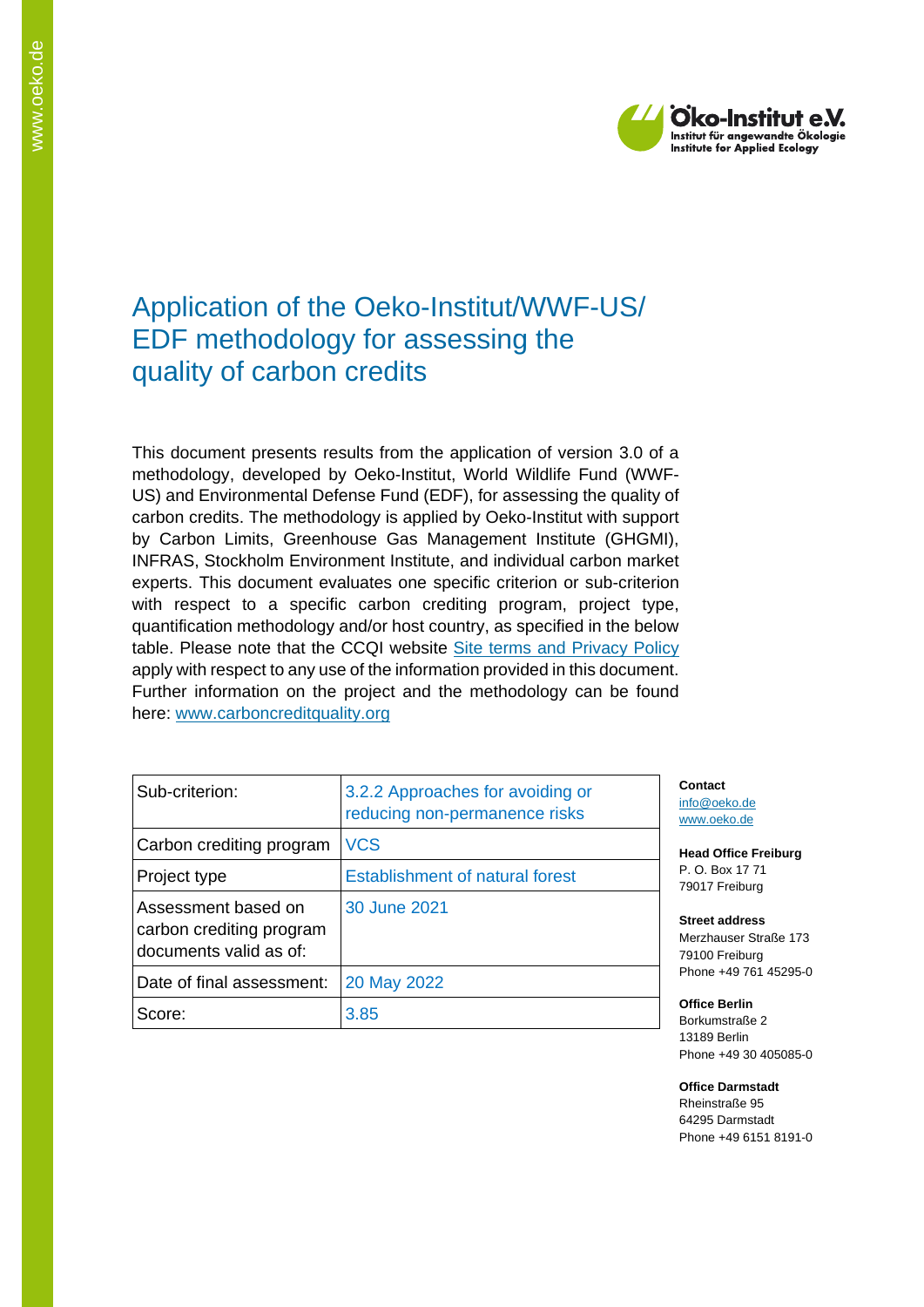# Application of the Oeko-Institut/WWF-US/ EDF methodology for assessing the quality of carbon credits

This document presents results from the application of version 3.0 of a methodology, developed by Oeko-Institut, World Wildlife Fund (WWF-US) and Environmental Defense Fund (EDF), for assessing the quality of carbon credits. The methodology is applied by Oeko-Institut with support by Carbon Limits, Greenhouse Gas Management Institute (GHGMI), INFRAS, Stockholm Environment Institute, and individual carbon market experts. This document evaluates one specific criterion or sub-criterion with respect to a specific carbon crediting program, project type, quantification methodology and/or host country, as specified in the below table. Please note that the CCQI website Site terms and Privacy Policy apply with respect to any use of the information provided in this document. Further information on the project and the methodology can be found here: www.carboncreditquality.org

| Sub-criterion: | 3.2.2 Approaches for avoiding or reducing non-permanence risks |
|---|---|
| Carbon crediting program | VCS |
| Project type | Establishment of natural forest |
| Assessment based on carbon crediting program documents valid as of: | 30 June 2021 |
| Date of final assessment: | 20 May 2022 |
| Score: | 3.85 |

**Contact**
info@oeko.de
www.oeko.de

**Head Office Freiburg**
P. O. Box 17 71
79017 Freiburg

**Street address**
Merzhauser Straße 173
79100 Freiburg
Phone +49 761 45295-0

**Office Berlin**
Borkumstraße 2
13189 Berlin
Phone +49 30 405085-0

**Office Darmstadt**
Rheinstraße 95
64295 Darmstadt
Phone +49 6151 8191-0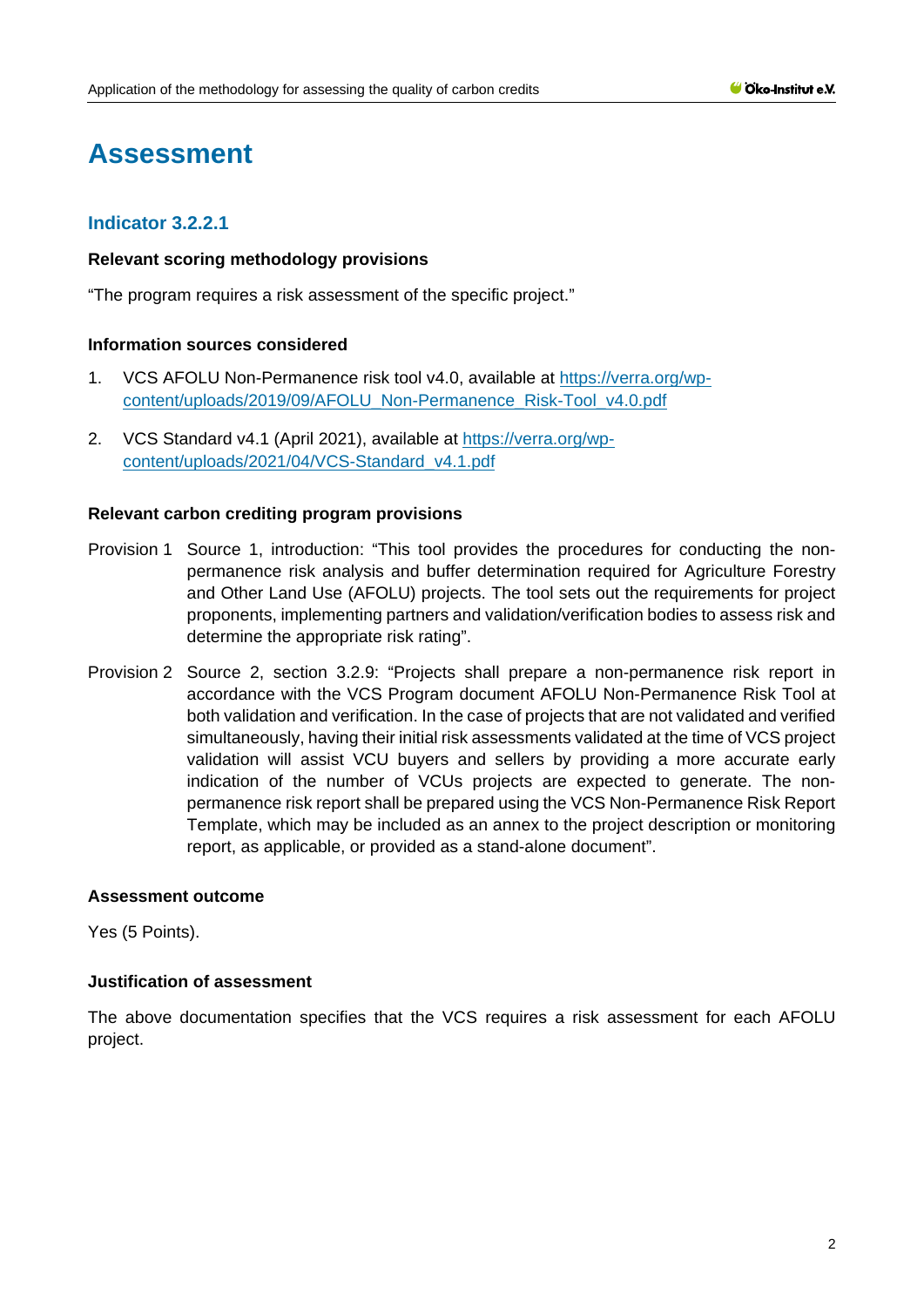# Assessment

## Indicator 3.2.2.1

### Relevant scoring methodology provisions

"The program requires a risk assessment of the specific project."

### Information sources considered

1. VCS AFOLU Non-Permanence risk tool v4.0, available at https://verra.org/wp-content/uploads/2019/09/AFOLU_Non-Permanence_Risk-Tool_v4.0.pdf
2. VCS Standard v4.1 (April 2021), available at https://verra.org/wp-content/uploads/2021/04/VCS-Standard_v4.1.pdf

### Relevant carbon crediting program provisions

Provision 1 Source 1, introduction: "This tool provides the procedures for conducting the non-permanence risk analysis and buffer determination required for Agriculture Forestry and Other Land Use (AFOLU) projects. The tool sets out the requirements for project proponents, implementing partners and validation/verification bodies to assess risk and determine the appropriate risk rating".

Provision 2 Source 2, section 3.2.9: "Projects shall prepare a non-permanence risk report in accordance with the VCS Program document AFOLU Non-Permanence Risk Tool at both validation and verification. In the case of projects that are not validated and verified simultaneously, having their initial risk assessments validated at the time of VCS project validation will assist VCU buyers and sellers by providing a more accurate early indication of the number of VCUs projects are expected to generate. The non-permanence risk report shall be prepared using the VCS Non-Permanence Risk Report Template, which may be included as an annex to the project description or monitoring report, as applicable, or provided as a stand-alone document".

### Assessment outcome

Yes (5 Points).

### Justification of assessment

The above documentation specifies that the VCS requires a risk assessment for each AFOLU project.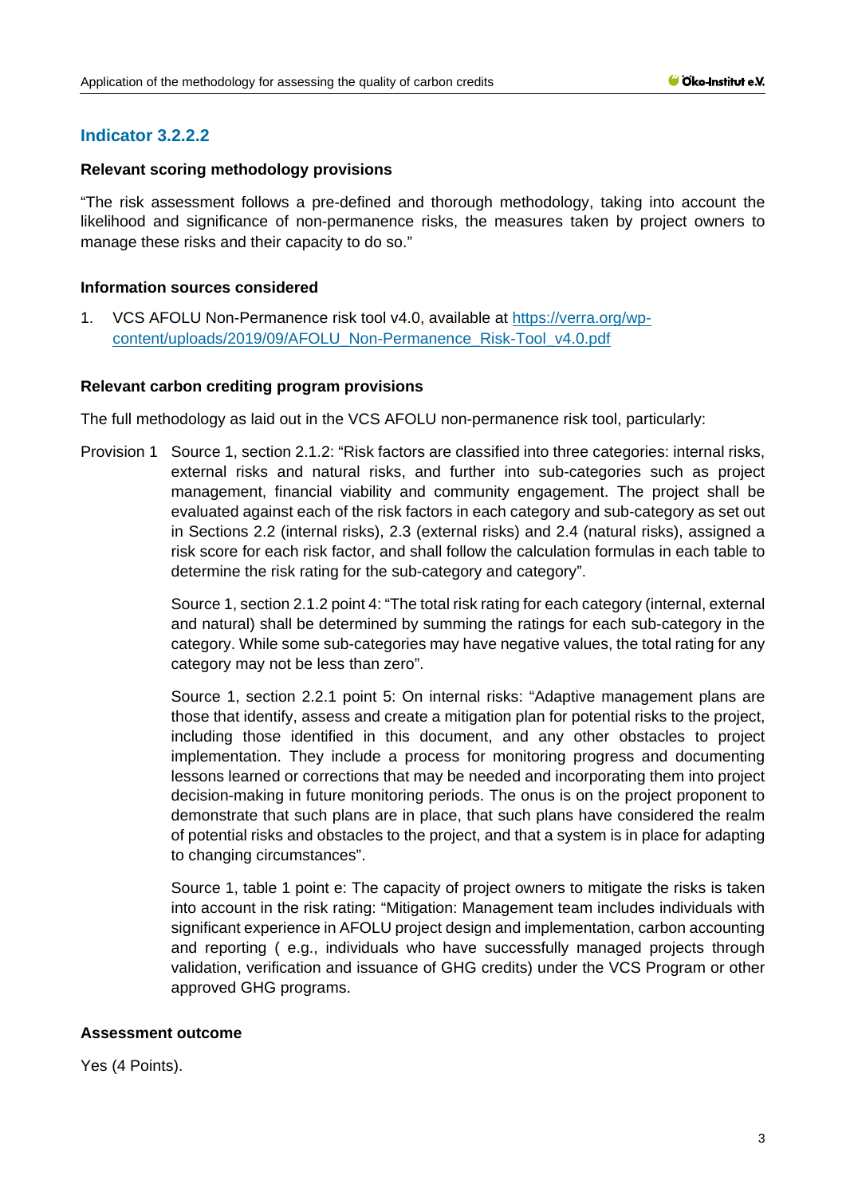## Indicator 3.2.2.2

### Relevant scoring methodology provisions

"The risk assessment follows a pre-defined and thorough methodology, taking into account the likelihood and significance of non-permanence risks, the measures taken by project owners to manage these risks and their capacity to do so."

### Information sources considered

1. VCS AFOLU Non-Permanence risk tool v4.0, available at [https://verra.org/wp-content/uploads/2019/09/AFOLU_Non-Permanence_Risk-Tool_v4.0.pdf](https://verra.org/wp-content/uploads/2019/09/AFOLU_Non-Permanence_Risk-Tool_v4.0.pdf)

### Relevant carbon crediting program provisions

The full methodology as laid out in the VCS AFOLU non-permanence risk tool, particularly:

Provision 1 Source 1, section 2.1.2: "Risk factors are classified into three categories: internal risks, external risks and natural risks, and further into sub-categories such as project management, financial viability and community engagement. The project shall be evaluated against each of the risk factors in each category and sub-category as set out in Sections 2.2 (internal risks), 2.3 (external risks) and 2.4 (natural risks), assigned a risk score for each risk factor, and shall follow the calculation formulas in each table to determine the risk rating for the sub-category and category".

Source 1, section 2.1.2 point 4: "The total risk rating for each category (internal, external and natural) shall be determined by summing the ratings for each sub-category in the category. While some sub-categories may have negative values, the total rating for any category may not be less than zero".

Source 1, section 2.2.1 point 5: On internal risks: "Adaptive management plans are those that identify, assess and create a mitigation plan for potential risks to the project, including those identified in this document, and any other obstacles to project implementation. They include a process for monitoring progress and documenting lessons learned or corrections that may be needed and incorporating them into project decision-making in future monitoring periods. The onus is on the project proponent to demonstrate that such plans are in place, that such plans have considered the realm of potential risks and obstacles to the project, and that a system is in place for adapting to changing circumstances".

Source 1, table 1 point e: The capacity of project owners to mitigate the risks is taken into account in the risk rating: "Mitigation: Management team includes individuals with significant experience in AFOLU project design and implementation, carbon accounting and reporting ( e.g., individuals who have successfully managed projects through validation, verification and issuance of GHG credits) under the VCS Program or other approved GHG programs.

### Assessment outcome

Yes (4 Points).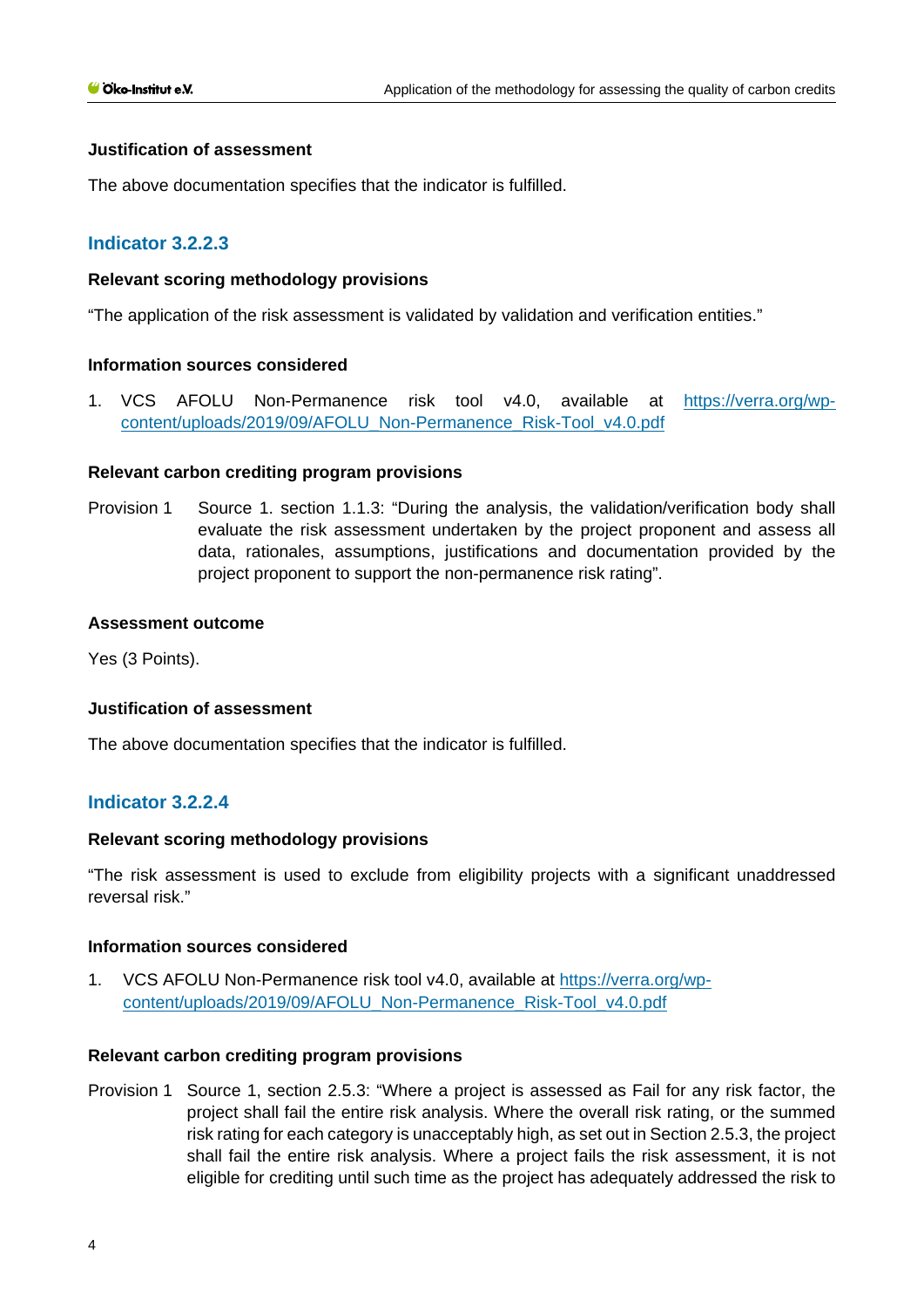**Justification of assessment**

The above documentation specifies that the indicator is fulfilled.

## Indicator 3.2.2.3

**Relevant scoring methodology provisions**

"The application of the risk assessment is validated by validation and verification entities."

**Information sources considered**

1. VCS AFOLU Non-Permanence risk tool v4.0, available at [https://verra.org/wp-content/uploads/2019/09/AFOLU_Non-Permanence_Risk-Tool_v4.0.pdf](https://verra.org/wp-content/uploads/2019/09/AFOLU_Non-Permanence_Risk-Tool_v4.0.pdf)

**Relevant carbon crediting program provisions**

Provision 1 Source 1. section 1.1.3: "During the analysis, the validation/verification body shall evaluate the risk assessment undertaken by the project proponent and assess all data, rationales, assumptions, justifications and documentation provided by the project proponent to support the non-permanence risk rating".

**Assessment outcome**

Yes (3 Points).

**Justification of assessment**

The above documentation specifies that the indicator is fulfilled.

## Indicator 3.2.2.4

**Relevant scoring methodology provisions**

"The risk assessment is used to exclude from eligibility projects with a significant unaddressed reversal risk."

**Information sources considered**

1. VCS AFOLU Non-Permanence risk tool v4.0, available at [https://verra.org/wp-content/uploads/2019/09/AFOLU_Non-Permanence_Risk-Tool_v4.0.pdf](https://verra.org/wp-content/uploads/2019/09/AFOLU_Non-Permanence_Risk-Tool_v4.0.pdf)

**Relevant carbon crediting program provisions**

Provision 1 Source 1, section 2.5.3: "Where a project is assessed as Fail for any risk factor, the project shall fail the entire risk analysis. Where the overall risk rating, or the summed risk rating for each category is unacceptably high, as set out in Section 2.5.3, the project shall fail the entire risk analysis. Where a project fails the risk assessment, it is not eligible for crediting until such time as the project has adequately addressed the risk to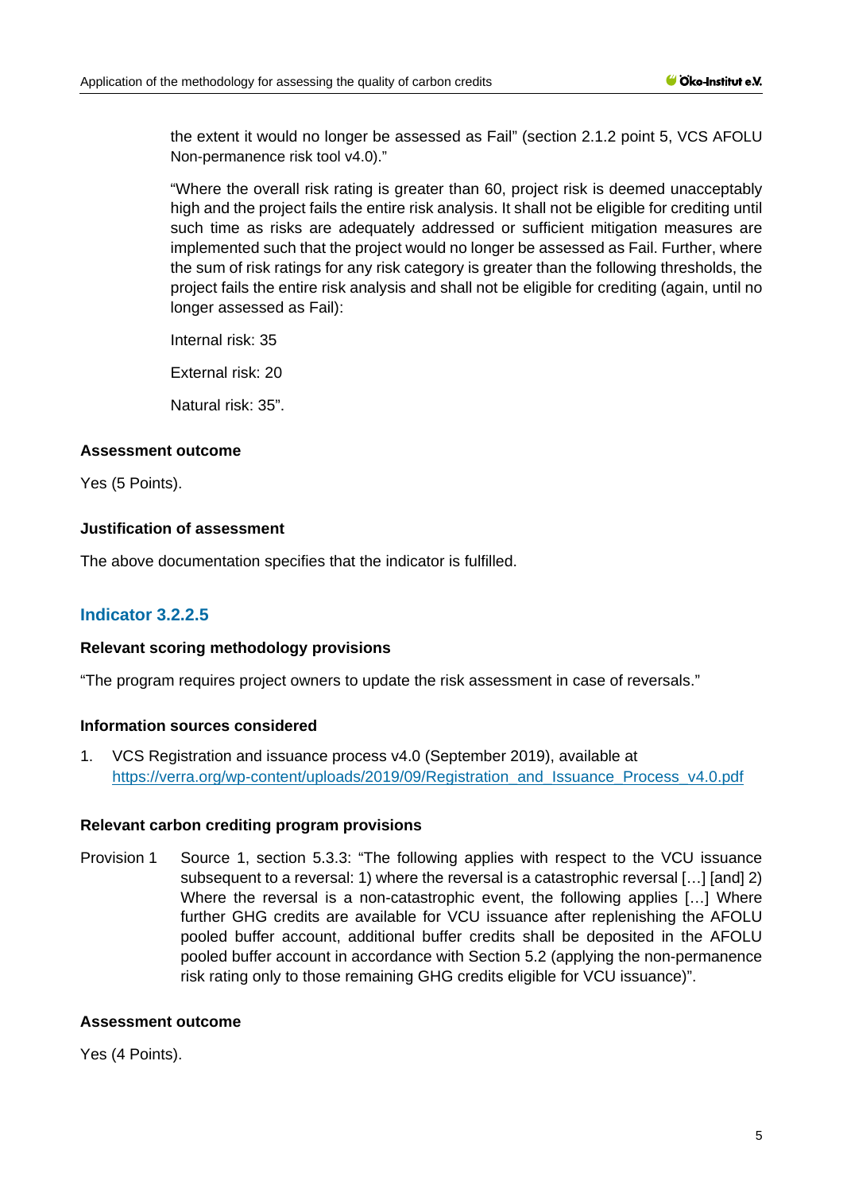the extent it would no longer be assessed as Fail" (section 2.1.2 point 5, VCS AFOLU Non-permanence risk tool v4.0)."

"Where the overall risk rating is greater than 60, project risk is deemed unacceptably high and the project fails the entire risk analysis. It shall not be eligible for crediting until such time as risks are adequately addressed or sufficient mitigation measures are implemented such that the project would no longer be assessed as Fail. Further, where the sum of risk ratings for any risk category is greater than the following thresholds, the project fails the entire risk analysis and shall not be eligible for crediting (again, until no longer assessed as Fail):

Internal risk: 35

External risk: 20

Natural risk: 35".

**Assessment outcome**

Yes (5 Points).

**Justification of assessment**

The above documentation specifies that the indicator is fulfilled.

### Indicator 3.2.2.5

**Relevant scoring methodology provisions**

"The program requires project owners to update the risk assessment in case of reversals."

**Information sources considered**

1. VCS Registration and issuance process v4.0 (September 2019), available at https://verra.org/wp-content/uploads/2019/09/Registration_and_Issuance_Process_v4.0.pdf

**Relevant carbon crediting program provisions**

Provision 1 Source 1, section 5.3.3: "The following applies with respect to the VCU issuance subsequent to a reversal: 1) where the reversal is a catastrophic reversal […] [and] 2) Where the reversal is a non-catastrophic event, the following applies […] Where further GHG credits are available for VCU issuance after replenishing the AFOLU pooled buffer account, additional buffer credits shall be deposited in the AFOLU pooled buffer account in accordance with Section 5.2 (applying the non-permanence risk rating only to those remaining GHG credits eligible for VCU issuance)".

**Assessment outcome**

Yes (4 Points).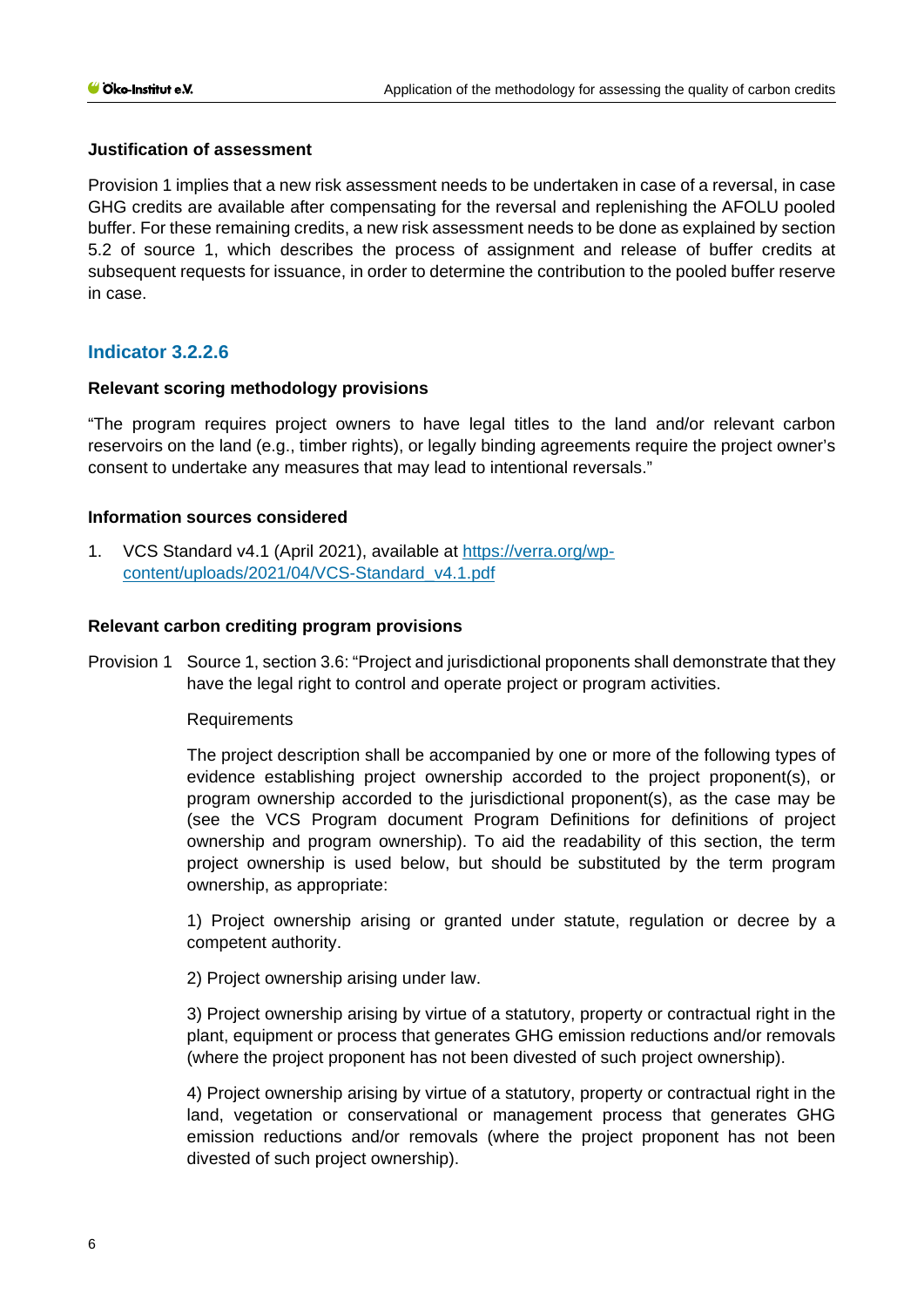**Justification of assessment**

Provision 1 implies that a new risk assessment needs to be undertaken in case of a reversal, in case GHG credits are available after compensating for the reversal and replenishing the AFOLU pooled buffer. For these remaining credits, a new risk assessment needs to be done as explained by section 5.2 of source 1, which describes the process of assignment and release of buffer credits at subsequent requests for issuance, in order to determine the contribution to the pooled buffer reserve in case.

## Indicator 3.2.2.6

**Relevant scoring methodology provisions**

"The program requires project owners to have legal titles to the land and/or relevant carbon reservoirs on the land (e.g., timber rights), or legally binding agreements require the project owner's consent to undertake any measures that may lead to intentional reversals."

**Information sources considered**

1. VCS Standard v4.1 (April 2021), available at [https://verra.org/wp-content/uploads/2021/04/VCS-Standard_v4.1.pdf](https://verra.org/wp-content/uploads/2021/04/VCS-Standard_v4.1.pdf)

**Relevant carbon crediting program provisions**

Provision 1 Source 1, section 3.6: "Project and jurisdictional proponents shall demonstrate that they have the legal right to control and operate project or program activities.

Requirements

The project description shall be accompanied by one or more of the following types of evidence establishing project ownership accorded to the project proponent(s), or program ownership accorded to the jurisdictional proponent(s), as the case may be (see the VCS Program document Program Definitions for definitions of project ownership and program ownership). To aid the readability of this section, the term project ownership is used below, but should be substituted by the term program ownership, as appropriate:

1) Project ownership arising or granted under statute, regulation or decree by a competent authority.

2) Project ownership arising under law.

3) Project ownership arising by virtue of a statutory, property or contractual right in the plant, equipment or process that generates GHG emission reductions and/or removals (where the project proponent has not been divested of such project ownership).

4) Project ownership arising by virtue of a statutory, property or contractual right in the land, vegetation or conservational or management process that generates GHG emission reductions and/or removals (where the project proponent has not been divested of such project ownership).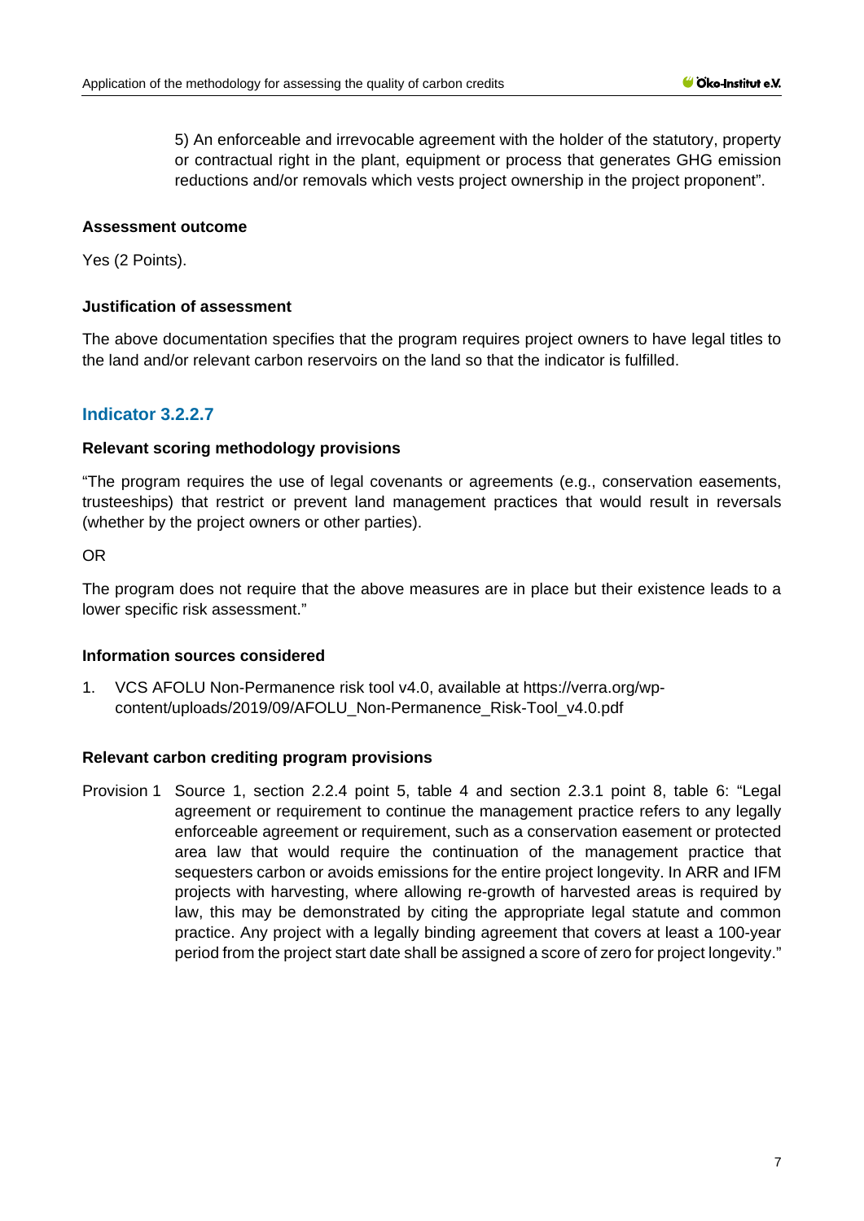5) An enforceable and irrevocable agreement with the holder of the statutory, property or contractual right in the plant, equipment or process that generates GHG emission reductions and/or removals which vests project ownership in the project proponent".

**Assessment outcome**

Yes (2 Points).

**Justification of assessment**

The above documentation specifies that the program requires project owners to have legal titles to the land and/or relevant carbon reservoirs on the land so that the indicator is fulfilled.

### Indicator 3.2.2.7

**Relevant scoring methodology provisions**

"The program requires the use of legal covenants or agreements (e.g., conservation easements, trusteeships) that restrict or prevent land management practices that would result in reversals (whether by the project owners or other parties).

OR

The program does not require that the above measures are in place but their existence leads to a lower specific risk assessment."

**Information sources considered**

1. VCS AFOLU Non-Permanence risk tool v4.0, available at https://verra.org/wp-content/uploads/2019/09/AFOLU_Non-Permanence_Risk-Tool_v4.0.pdf

**Relevant carbon crediting program provisions**

Provision 1 Source 1, section 2.2.4 point 5, table 4 and section 2.3.1 point 8, table 6: "Legal agreement or requirement to continue the management practice refers to any legally enforceable agreement or requirement, such as a conservation easement or protected area law that would require the continuation of the management practice that sequesters carbon or avoids emissions for the entire project longevity. In ARR and IFM projects with harvesting, where allowing re-growth of harvested areas is required by law, this may be demonstrated by citing the appropriate legal statute and common practice. Any project with a legally binding agreement that covers at least a 100-year period from the project start date shall be assigned a score of zero for project longevity."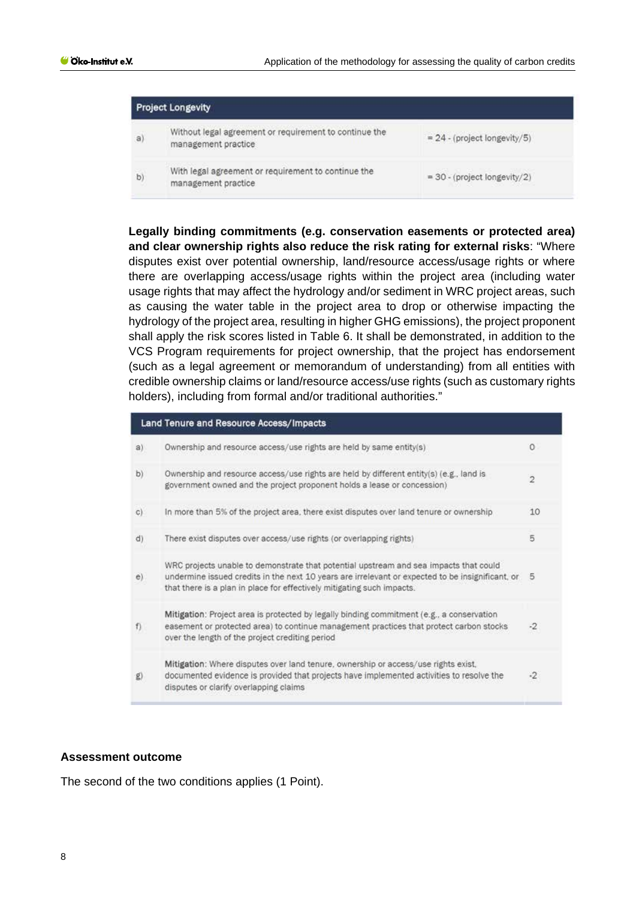| Project Longevity | | |
|---|---|---|
| a) | Without legal agreement or requirement to continue the management practice | = 24 - (project longevity/5) |
| b) | With legal agreement or requirement to continue the management practice | = 30 - (project longevity/2) |

**Legally binding commitments (e.g. conservation easements or protected area) and clear ownership rights also reduce the risk rating for external risks**: "Where disputes exist over potential ownership, land/resource access/usage rights or where there are overlapping access/usage rights within the project area (including water usage rights that may affect the hydrology and/or sediment in WRC project areas, such as causing the water table in the project area to drop or otherwise impacting the hydrology of the project area, resulting in higher GHG emissions), the project proponent shall apply the risk scores listed in Table 6. It shall be demonstrated, in addition to the VCS Program requirements for project ownership, that the project has endorsement (such as a legal agreement or memorandum of understanding) from all entities with credible ownership claims or land/resource access/use rights (such as customary rights holders), including from formal and/or traditional authorities."

| Land Tenure and Resource Access/Impacts | | |
|---|---|---|
| a) | Ownership and resource access/use rights are held by same entity(s) | 0 |
| b) | Ownership and resource access/use rights are held by different entity(s) (e.g., land is government owned and the project proponent holds a lease or concession) | 2 |
| c) | In more than 5% of the project area, there exist disputes over land tenure or ownership | 10 |
| d) | There exist disputes over access/use rights (or overlapping rights) | 5 |
| e) | WRC projects unable to demonstrate that potential upstream and sea impacts that could undermine issued credits in the next 10 years are irrelevant or expected to be insignificant, or that there is a plan in place for effectively mitigating such impacts. | 5 |
| f) | **Mitigation**: Project area is protected by legally binding commitment (e.g., a conservation easement or protected area) to continue management practices that protect carbon stocks over the length of the project crediting period | -2 |
| g) | **Mitigation**: Where disputes over land tenure, ownership or access/use rights exist, documented evidence is provided that projects have implemented activities to resolve the disputes or clarify overlapping claims | -2 |

**Assessment outcome**

The second of the two conditions applies (1 Point).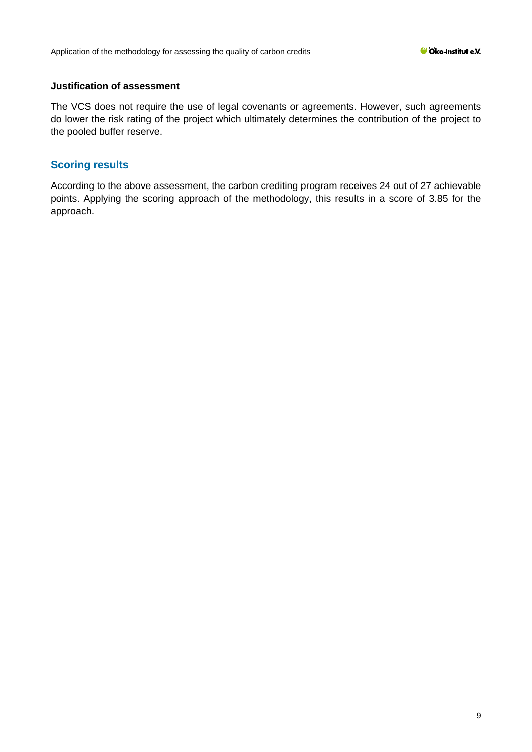#### Justification of assessment

The VCS does not require the use of legal covenants or agreements. However, such agreements do lower the risk rating of the project which ultimately determines the contribution of the project to the pooled buffer reserve.

## Scoring results

According to the above assessment, the carbon crediting program receives 24 out of 27 achievable points. Applying the scoring approach of the methodology, this results in a score of 3.85 for the approach.